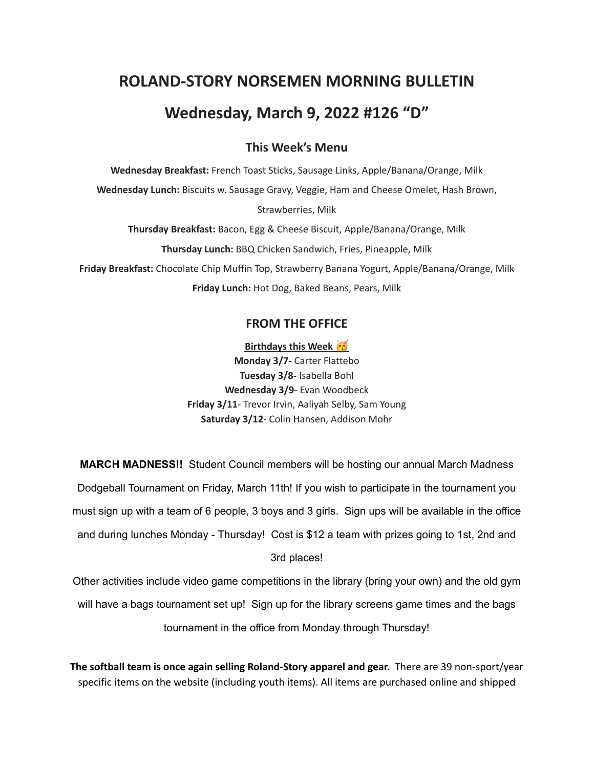# ROLAND-STORY NORSEMEN MORNING BULLETIN

# Wednesday, March 9, 2022 #126 "D"

## This Week's Menu

**Wednesday Breakfast:** French Toast Sticks, Sausage Links, Apple/Banana/Orange, Milk

**Wednesday Lunch:** Biscuits w. Sausage Gravy, Veggie, Ham and Cheese Omelet, Hash Brown, Strawberries, Milk

**Thursday Breakfast:** Bacon, Egg & Cheese Biscuit, Apple/Banana/Orange, Milk

**Thursday Lunch:** BBQ Chicken Sandwich, Fries, Pineapple, Milk

**Friday Breakfast:** Chocolate Chip Muffin Top, Strawberry Banana Yogurt, Apple/Banana/Orange, Milk

**Friday Lunch:** Hot Dog, Baked Beans, Pears, Milk

## FROM THE OFFICE

**Birthdays this Week 🥳**

**Monday 3/7-** Carter Flattebo
**Tuesday 3/8-** Isabella Bohl
**Wednesday 3/9**- Evan Woodbeck
**Friday 3/11**- Trevor Irvin, Aaliyah Selby, Sam Young
**Saturday 3/12**- Colin Hansen, Addison Mohr

**MARCH MADNESS!!** Student Council members will be hosting our annual March Madness Dodgeball Tournament on Friday, March 11th! If you wish to participate in the tournament you must sign up with a team of 6 people, 3 boys and 3 girls. Sign ups will be available in the office and during lunches Monday - Thursday! Cost is $12 a team with prizes going to 1st, 2nd and 3rd places!

Other activities include video game competitions in the library (bring your own) and the old gym will have a bags tournament set up! Sign up for the library screens game times and the bags tournament in the office from Monday through Thursday!

**The softball team is once again selling Roland-Story apparel and gear.** There are 39 non-sport/year specific items on the website (including youth items). All items are purchased online and shipped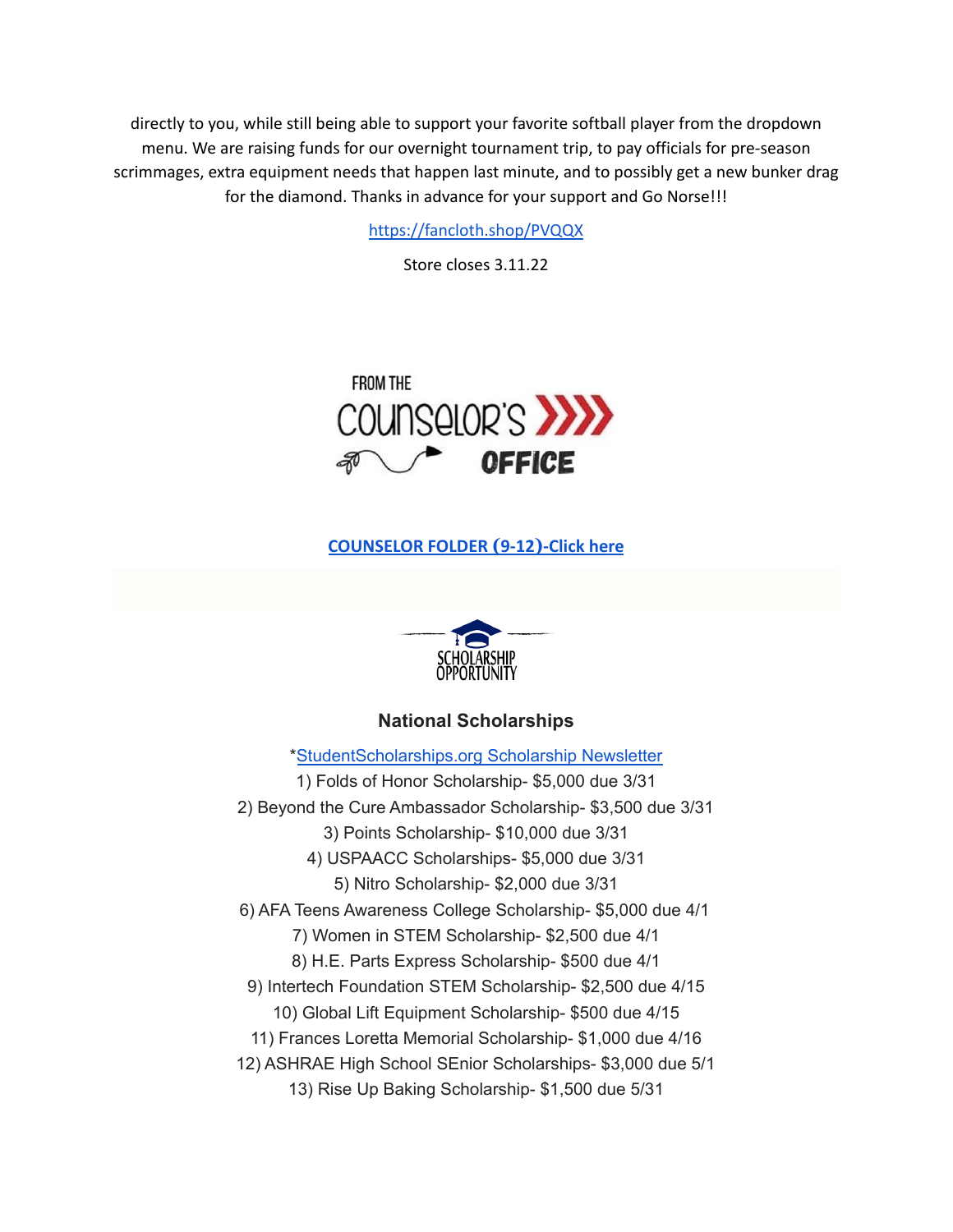directly to you, while still being able to support your favorite softball player from the dropdown menu. We are raising funds for our overnight tournament trip, to pay officials for pre-season scrimmages, extra equipment needs that happen last minute, and to possibly get a new bunker drag for the diamond. Thanks in advance for your support and Go Norse!!!

https://fancloth.shop/PVQQX

Store closes 3.11.22

FROM THE COUNSELOR'S OFFICE

**COUNSELOR FOLDER (9-12)-Click here**

SCHOLARSHIP OPPORTUNITY

### National Scholarships

*StudentScholarships.org Scholarship Newsletter

1) Folds of Honor Scholarship- $5,000 due 3/31
2) Beyond the Cure Ambassador Scholarship- $3,500 due 3/31
3) Points Scholarship- $10,000 due 3/31
4) USPAACC Scholarships- $5,000 due 3/31
5) Nitro Scholarship- $2,000 due 3/31
6) AFA Teens Awareness College Scholarship- $5,000 due 4/1
7) Women in STEM Scholarship- $2,500 due 4/1
8) H.E. Parts Express Scholarship- $500 due 4/1
9) Intertech Foundation STEM Scholarship- $2,500 due 4/15
10) Global Lift Equipment Scholarship- $500 due 4/15
11) Frances Loretta Memorial Scholarship- $1,000 due 4/16
12) ASHRAE High School SEnior Scholarships- $3,000 due 5/1
13) Rise Up Baking Scholarship- $1,500 due 5/31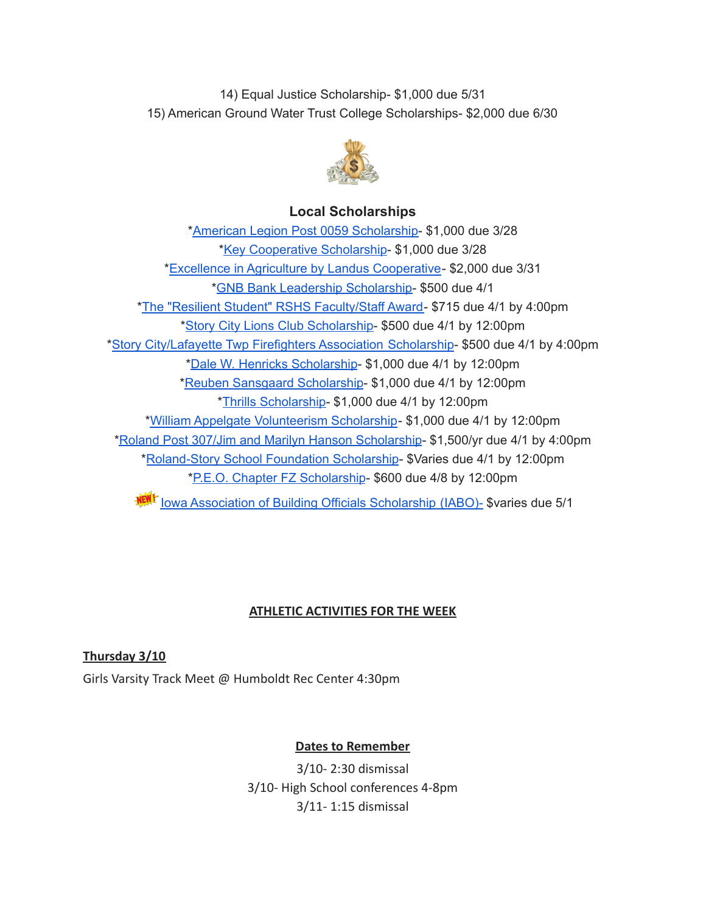14) Equal Justice Scholarship- $1,000 due 5/31
15) American Ground Water Trust College Scholarships- $2,000 due 6/30

### Local Scholarships

*American Legion Post 0059 Scholarship- $1,000 due 3/28
*Key Cooperative Scholarship- $1,000 due 3/28
*Excellence in Agriculture by Landus Cooperative- $2,000 due 3/31
*GNB Bank Leadership Scholarship- $500 due 4/1
*The "Resilient Student" RSHS Faculty/Staff Award- $715 due 4/1 by 4:00pm
*Story City Lions Club Scholarship- $500 due 4/1 by 12:00pm
*Story City/Lafayette Twp Firefighters Association Scholarship- $500 due 4/1 by 4:00pm
*Dale W. Henricks Scholarship- $1,000 due 4/1 by 12:00pm
*Reuben Sansgaard Scholarship- $1,000 due 4/1 by 12:00pm
*Thrills Scholarship- $1,000 due 4/1 by 12:00pm
*William Appelgate Volunteerism Scholarship- $1,000 due 4/1 by 12:00pm
*Roland Post 307/Jim and Marilyn Hanson Scholarship- $1,500/yr due 4/1 by 4:00pm
*Roland-Story School Foundation Scholarship- $Varies due 4/1 by 12:00pm
*P.E.O. Chapter FZ Scholarship- $600 due 4/8 by 12:00pm
NEW! Iowa Association of Building Officials Scholarship (IABO)- $varies due 5/1

### ATHLETIC ACTIVITIES FOR THE WEEK

**Thursday 3/10**

Girls Varsity Track Meet @ Humboldt Rec Center 4:30pm

### Dates to Remember

3/10- 2:30 dismissal
3/10- High School conferences 4-8pm
3/11- 1:15 dismissal